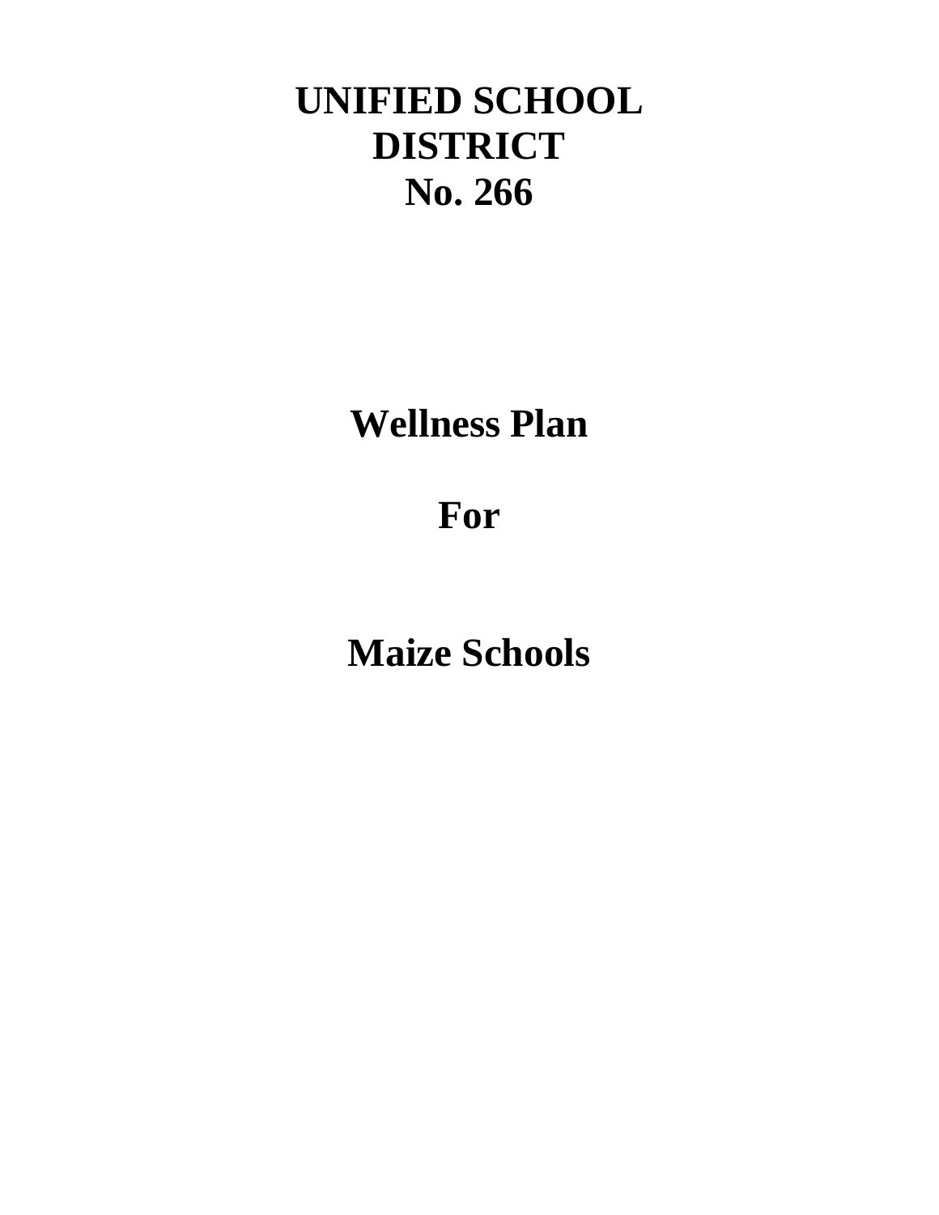# UNIFIED SCHOOL DISTRICT No. 266

# Wellness Plan

# For

# Maize Schools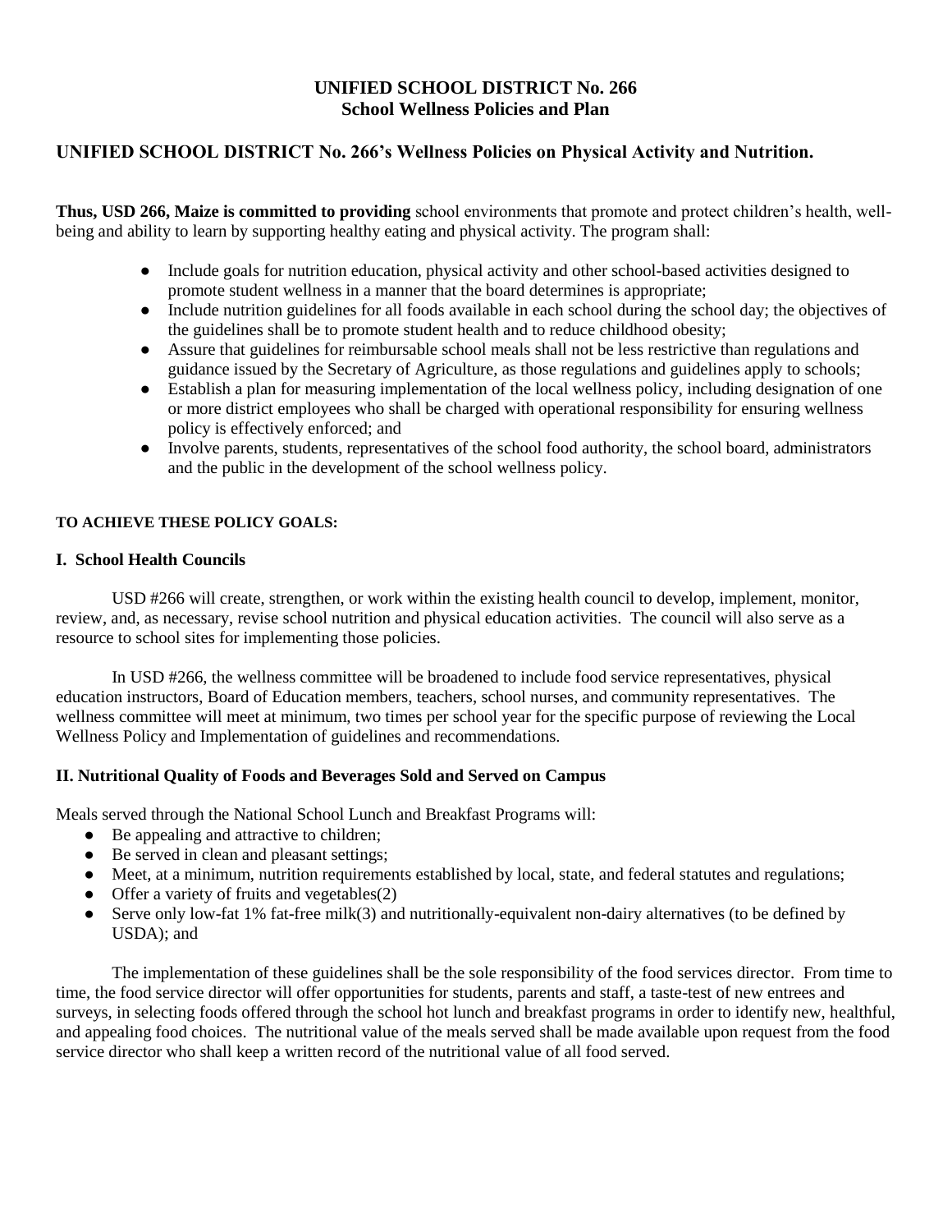# UNIFIED SCHOOL DISTRICT No. 266
## School Wellness Policies and Plan

## UNIFIED SCHOOL DISTRICT No. 266's Wellness Policies on Physical Activity and Nutrition.

**Thus, USD 266, Maize is committed to providing** school environments that promote and protect children's health, well-being and ability to learn by supporting healthy eating and physical activity. The program shall:

- Include goals for nutrition education, physical activity and other school-based activities designed to promote student wellness in a manner that the board determines is appropriate;
- Include nutrition guidelines for all foods available in each school during the school day; the objectives of the guidelines shall be to promote student health and to reduce childhood obesity;
- Assure that guidelines for reimbursable school meals shall not be less restrictive than regulations and guidance issued by the Secretary of Agriculture, as those regulations and guidelines apply to schools;
- Establish a plan for measuring implementation of the local wellness policy, including designation of one or more district employees who shall be charged with operational responsibility for ensuring wellness policy is effectively enforced; and
- Involve parents, students, representatives of the school food authority, the school board, administrators and the public in the development of the school wellness policy.

**TO ACHIEVE THESE POLICY GOALS:**

### I. School Health Councils

USD #266 will create, strengthen, or work within the existing health council to develop, implement, monitor, review, and, as necessary, revise school nutrition and physical education activities. The council will also serve as a resource to school sites for implementing those policies.

In USD #266, the wellness committee will be broadened to include food service representatives, physical education instructors, Board of Education members, teachers, school nurses, and community representatives. The wellness committee will meet at minimum, two times per school year for the specific purpose of reviewing the Local Wellness Policy and Implementation of guidelines and recommendations.

### II. Nutritional Quality of Foods and Beverages Sold and Served on Campus

Meals served through the National School Lunch and Breakfast Programs will:

- Be appealing and attractive to children;
- Be served in clean and pleasant settings;
- Meet, at a minimum, nutrition requirements established by local, state, and federal statutes and regulations;
- Offer a variety of fruits and vegetables(2)
- Serve only low-fat 1% fat-free milk(3) and nutritionally-equivalent non-dairy alternatives (to be defined by USDA); and

The implementation of these guidelines shall be the sole responsibility of the food services director. From time to time, the food service director will offer opportunities for students, parents and staff, a taste-test of new entrees and surveys, in selecting foods offered through the school hot lunch and breakfast programs in order to identify new, healthful, and appealing food choices. The nutritional value of the meals served shall be made available upon request from the food service director who shall keep a written record of the nutritional value of all food served.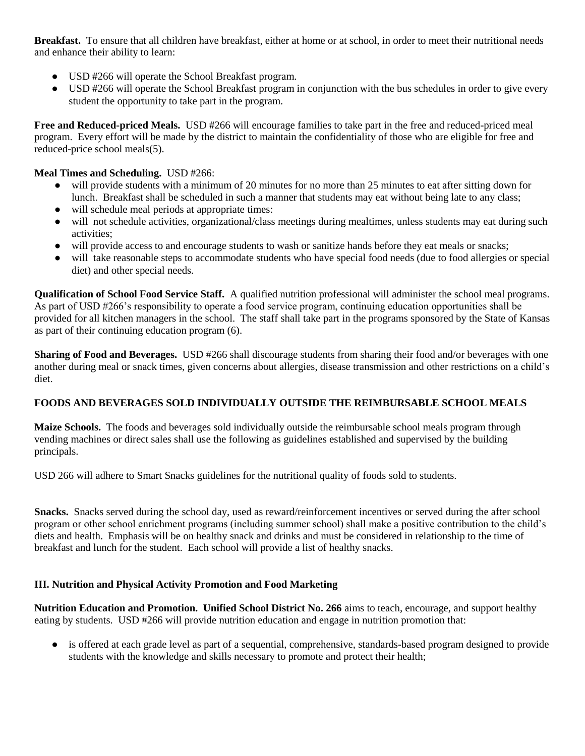**Breakfast.** To ensure that all children have breakfast, either at home or at school, in order to meet their nutritional needs and enhance their ability to learn:

- USD #266 will operate the School Breakfast program.
- USD #266 will operate the School Breakfast program in conjunction with the bus schedules in order to give every student the opportunity to take part in the program.

**Free and Reduced-priced Meals.** USD #266 will encourage families to take part in the free and reduced-priced meal program. Every effort will be made by the district to maintain the confidentiality of those who are eligible for free and reduced-price school meals(5).

**Meal Times and Scheduling.** USD #266:

- will provide students with a minimum of 20 minutes for no more than 25 minutes to eat after sitting down for lunch. Breakfast shall be scheduled in such a manner that students may eat without being late to any class;
- will schedule meal periods at appropriate times:
- will not schedule activities, organizational/class meetings during mealtimes, unless students may eat during such activities;
- will provide access to and encourage students to wash or sanitize hands before they eat meals or snacks;
- will take reasonable steps to accommodate students who have special food needs (due to food allergies or special diet) and other special needs.

**Qualification of School Food Service Staff.** A qualified nutrition professional will administer the school meal programs. As part of USD #266's responsibility to operate a food service program, continuing education opportunities shall be provided for all kitchen managers in the school. The staff shall take part in the programs sponsored by the State of Kansas as part of their continuing education program (6).

**Sharing of Food and Beverages.** USD #266 shall discourage students from sharing their food and/or beverages with one another during meal or snack times, given concerns about allergies, disease transmission and other restrictions on a child's diet.

**FOODS AND BEVERAGES SOLD INDIVIDUALLY OUTSIDE THE REIMBURSABLE SCHOOL MEALS**

**Maize Schools.** The foods and beverages sold individually outside the reimbursable school meals program through vending machines or direct sales shall use the following as guidelines established and supervised by the building principals.

USD 266 will adhere to Smart Snacks guidelines for the nutritional quality of foods sold to students.

**Snacks.** Snacks served during the school day, used as reward/reinforcement incentives or served during the after school program or other school enrichment programs (including summer school) shall make a positive contribution to the child's diets and health. Emphasis will be on healthy snack and drinks and must be considered in relationship to the time of breakfast and lunch for the student. Each school will provide a list of healthy snacks.

### III. Nutrition and Physical Activity Promotion and Food Marketing

**Nutrition Education and Promotion. Unified School District No. 266** aims to teach, encourage, and support healthy eating by students. USD #266 will provide nutrition education and engage in nutrition promotion that:

- is offered at each grade level as part of a sequential, comprehensive, standards-based program designed to provide students with the knowledge and skills necessary to promote and protect their health;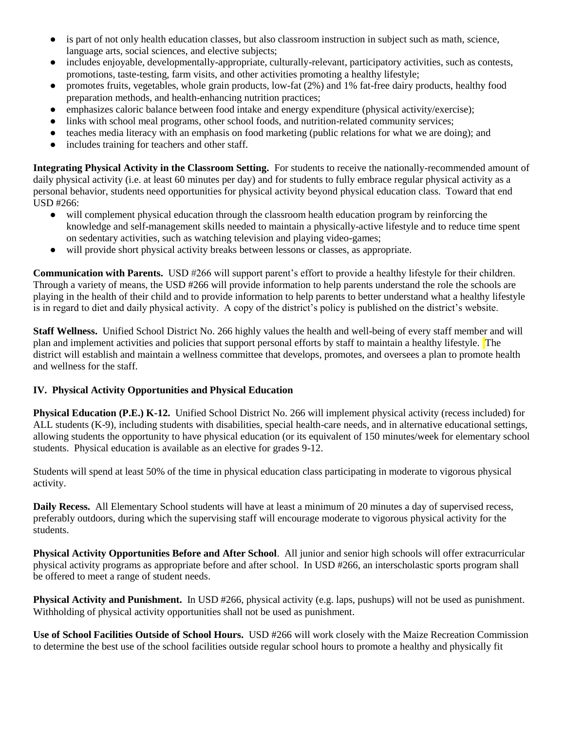- is part of not only health education classes, but also classroom instruction in subject such as math, science, language arts, social sciences, and elective subjects;
- includes enjoyable, developmentally-appropriate, culturally-relevant, participatory activities, such as contests, promotions, taste-testing, farm visits, and other activities promoting a healthy lifestyle;
- promotes fruits, vegetables, whole grain products, low-fat (2%) and 1% fat-free dairy products, healthy food preparation methods, and health-enhancing nutrition practices;
- emphasizes caloric balance between food intake and energy expenditure (physical activity/exercise);
- links with school meal programs, other school foods, and nutrition-related community services;
- teaches media literacy with an emphasis on food marketing (public relations for what we are doing); and
- includes training for teachers and other staff.

**Integrating Physical Activity in the Classroom Setting.** For students to receive the nationally-recommended amount of daily physical activity (i.e. at least 60 minutes per day) and for students to fully embrace regular physical activity as a personal behavior, students need opportunities for physical activity beyond physical education class. Toward that end USD #266:

- will complement physical education through the classroom health education program by reinforcing the knowledge and self-management skills needed to maintain a physically-active lifestyle and to reduce time spent on sedentary activities, such as watching television and playing video-games;
- will provide short physical activity breaks between lessons or classes, as appropriate.

**Communication with Parents.** USD #266 will support parent's effort to provide a healthy lifestyle for their children. Through a variety of means, the USD #266 will provide information to help parents understand the role the schools are playing in the health of their child and to provide information to help parents to better understand what a healthy lifestyle is in regard to diet and daily physical activity. A copy of the district's policy is published on the district's website.

**Staff Wellness.** Unified School District No. 266 highly values the health and well-being of every staff member and will plan and implement activities and policies that support personal efforts by staff to maintain a healthy lifestyle. The district will establish and maintain a wellness committee that develops, promotes, and oversees a plan to promote health and wellness for the staff.

## IV. Physical Activity Opportunities and Physical Education

**Physical Education (P.E.) K-12.** Unified School District No. 266 will implement physical activity (recess included) for ALL students (K-9), including students with disabilities, special health-care needs, and in alternative educational settings, allowing students the opportunity to have physical education (or its equivalent of 150 minutes/week for elementary school students. Physical education is available as an elective for grades 9-12.

Students will spend at least 50% of the time in physical education class participating in moderate to vigorous physical activity.

**Daily Recess.** All Elementary School students will have at least a minimum of 20 minutes a day of supervised recess, preferably outdoors, during which the supervising staff will encourage moderate to vigorous physical activity for the students.

**Physical Activity Opportunities Before and After School**. All junior and senior high schools will offer extracurricular physical activity programs as appropriate before and after school. In USD #266, an interscholastic sports program shall be offered to meet a range of student needs.

**Physical Activity and Punishment.** In USD #266, physical activity (e.g. laps, pushups) will not be used as punishment. Withholding of physical activity opportunities shall not be used as punishment.

**Use of School Facilities Outside of School Hours.** USD #266 will work closely with the Maize Recreation Commission to determine the best use of the school facilities outside regular school hours to promote a healthy and physically fit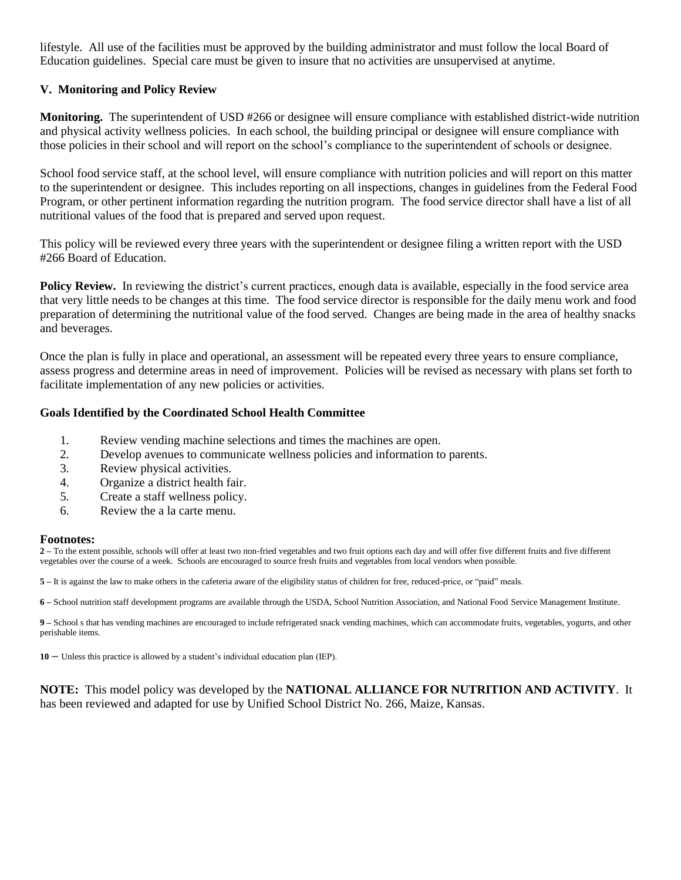lifestyle. All use of the facilities must be approved by the building administrator and must follow the local Board of Education guidelines. Special care must be given to insure that no activities are unsupervised at anytime.

### V. Monitoring and Policy Review

**Monitoring.** The superintendent of USD #266 or designee will ensure compliance with established district-wide nutrition and physical activity wellness policies. In each school, the building principal or designee will ensure compliance with those policies in their school and will report on the school's compliance to the superintendent of schools or designee.

School food service staff, at the school level, will ensure compliance with nutrition policies and will report on this matter to the superintendent or designee. This includes reporting on all inspections, changes in guidelines from the Federal Food Program, or other pertinent information regarding the nutrition program. The food service director shall have a list of all nutritional values of the food that is prepared and served upon request.

This policy will be reviewed every three years with the superintendent or designee filing a written report with the USD #266 Board of Education.

**Policy Review.** In reviewing the district's current practices, enough data is available, especially in the food service area that very little needs to be changes at this time. The food service director is responsible for the daily menu work and food preparation of determining the nutritional value of the food served. Changes are being made in the area of healthy snacks and beverages.

Once the plan is fully in place and operational, an assessment will be repeated every three years to ensure compliance, assess progress and determine areas in need of improvement. Policies will be revised as necessary with plans set forth to facilitate implementation of any new policies or activities.

**Goals Identified by the Coordinated School Health Committee**

1. Review vending machine selections and times the machines are open.
2. Develop avenues to communicate wellness policies and information to parents.
3. Review physical activities.
4. Organize a district health fair.
5. Create a staff wellness policy.
6. Review the a la carte menu.

**Footnotes:**

**2** – To the extent possible, schools will offer at least two non-fried vegetables and two fruit options each day and will offer five different fruits and five different vegetables over the course of a week. Schools are encouraged to source fresh fruits and vegetables from local vendors when possible.

**5** – It is against the law to make others in the cafeteria aware of the eligibility status of children for free, reduced-price, or "paid" meals.

**6** – School nutrition staff development programs are available through the USDA, School Nutrition Association, and National Food Service Management Institute.

**9** – School s that has vending machines are encouraged to include refrigerated snack vending machines, which can accommodate fruits, vegetables, yogurts, and other perishable items.

**10** – Unless this practice is allowed by a student's individual education plan (IEP).

**NOTE:** This model policy was developed by the **NATIONAL ALLIANCE FOR NUTRITION AND ACTIVITY**. It has been reviewed and adapted for use by Unified School District No. 266, Maize, Kansas.